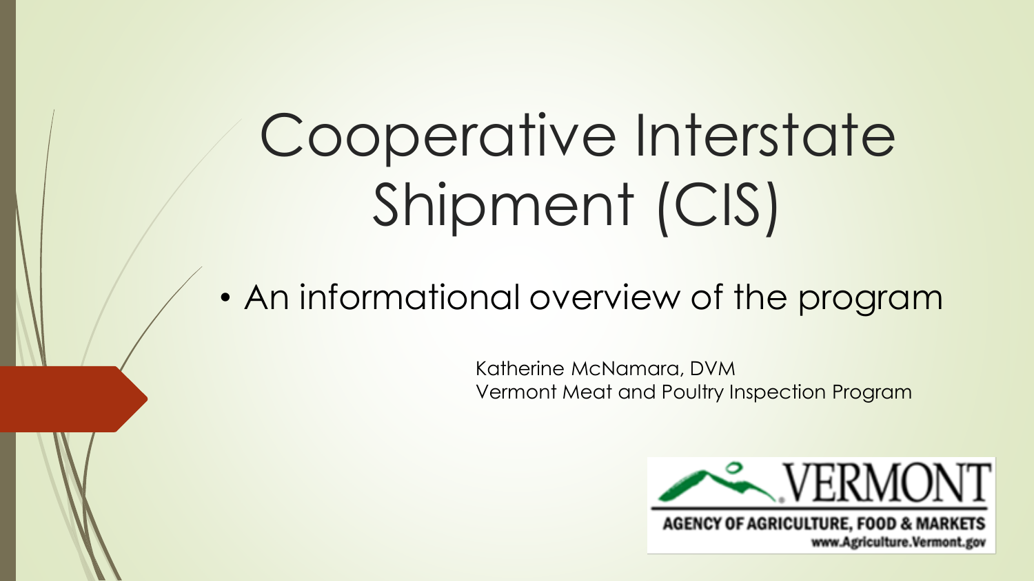# Cooperative Interstate Shipment (CIS)

- An informational overview of the program

Katherine McNamara, DVM
Vermont Meat and Poultry Inspection Program

VERMONT
AGENCY OF AGRICULTURE, FOOD & MARKETS
www.Agriculture.Vermont.gov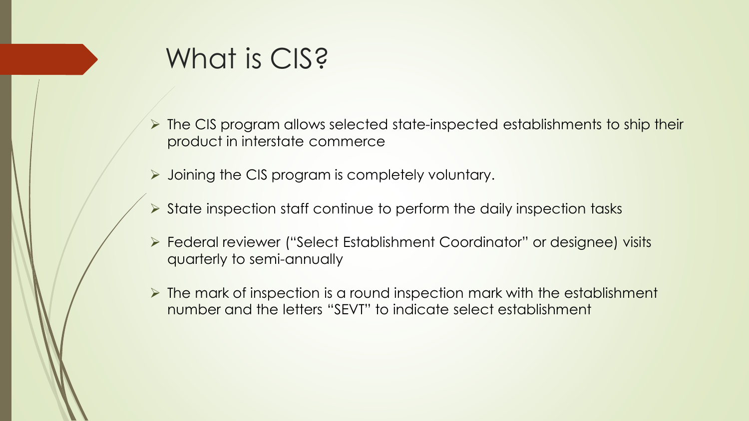# What is CIS?

- The CIS program allows selected state-inspected establishments to ship their product in interstate commerce
- Joining the CIS program is completely voluntary.
- State inspection staff continue to perform the daily inspection tasks
- Federal reviewer ("Select Establishment Coordinator" or designee) visits quarterly to semi-annually
- The mark of inspection is a round inspection mark with the establishment number and the letters "SEVT" to indicate select establishment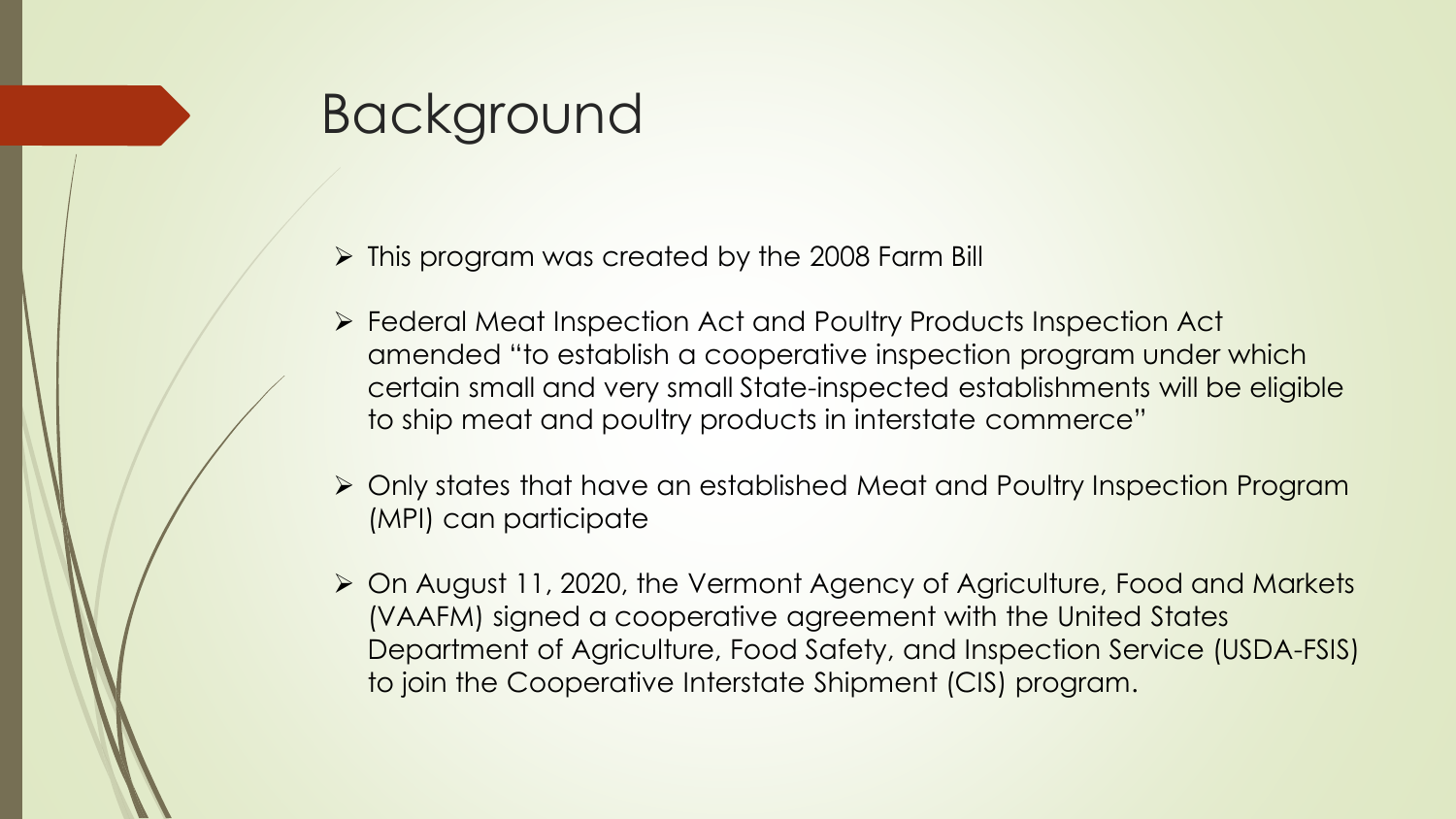# Background

- This program was created by the 2008 Farm Bill
- Federal Meat Inspection Act and Poultry Products Inspection Act amended "to establish a cooperative inspection program under which certain small and very small State-inspected establishments will be eligible to ship meat and poultry products in interstate commerce"
- Only states that have an established Meat and Poultry Inspection Program (MPI) can participate
- On August 11, 2020, the Vermont Agency of Agriculture, Food and Markets (VAAFM) signed a cooperative agreement with the United States Department of Agriculture, Food Safety, and Inspection Service (USDA-FSIS) to join the Cooperative Interstate Shipment (CIS) program.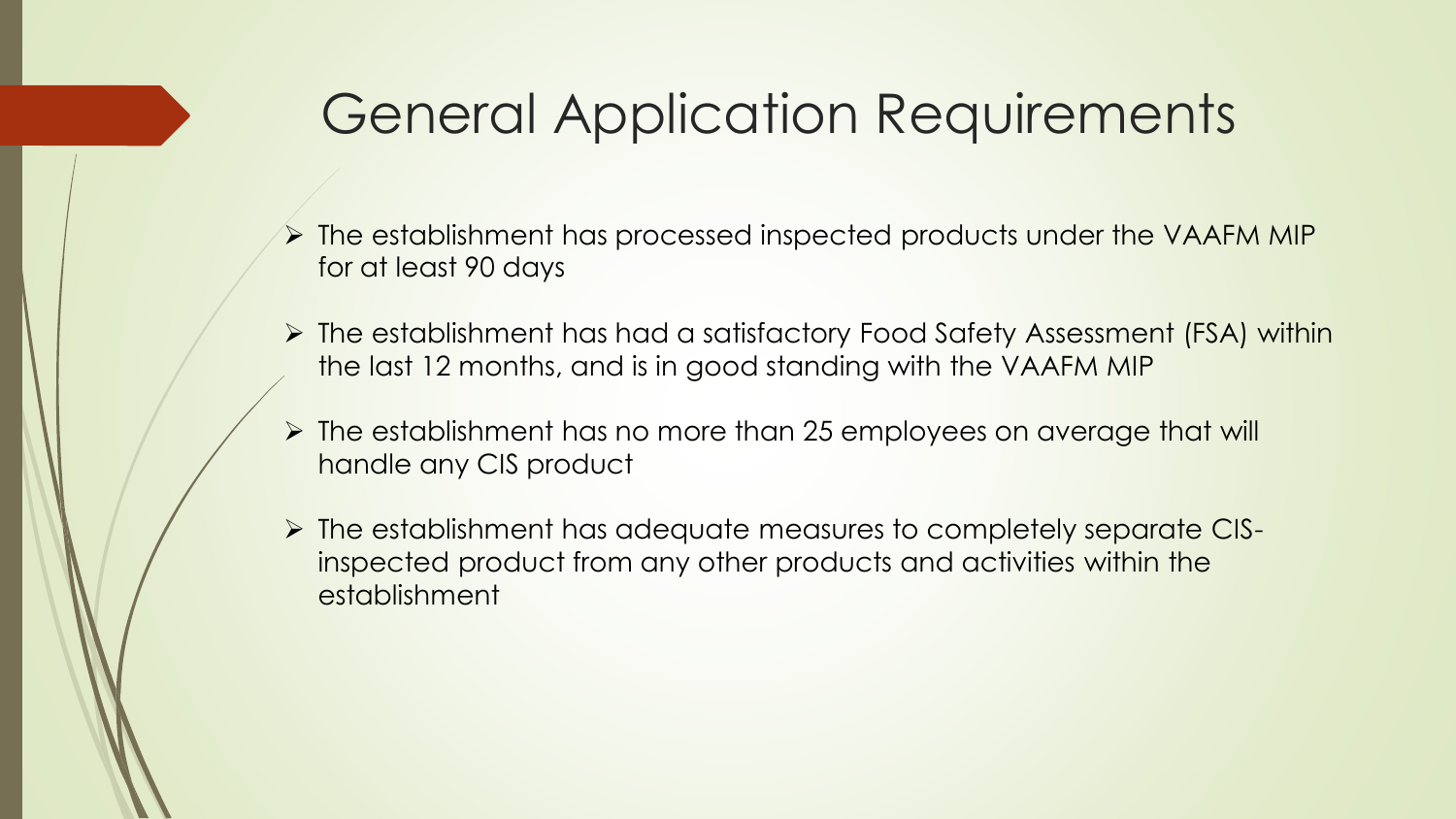# General Application Requirements

- The establishment has processed inspected products under the VAAFM MIP for at least 90 days
- The establishment has had a satisfactory Food Safety Assessment (FSA) within the last 12 months, and is in good standing with the VAAFM MIP
- The establishment has no more than 25 employees on average that will handle any CIS product
- The establishment has adequate measures to completely separate CIS-inspected product from any other products and activities within the establishment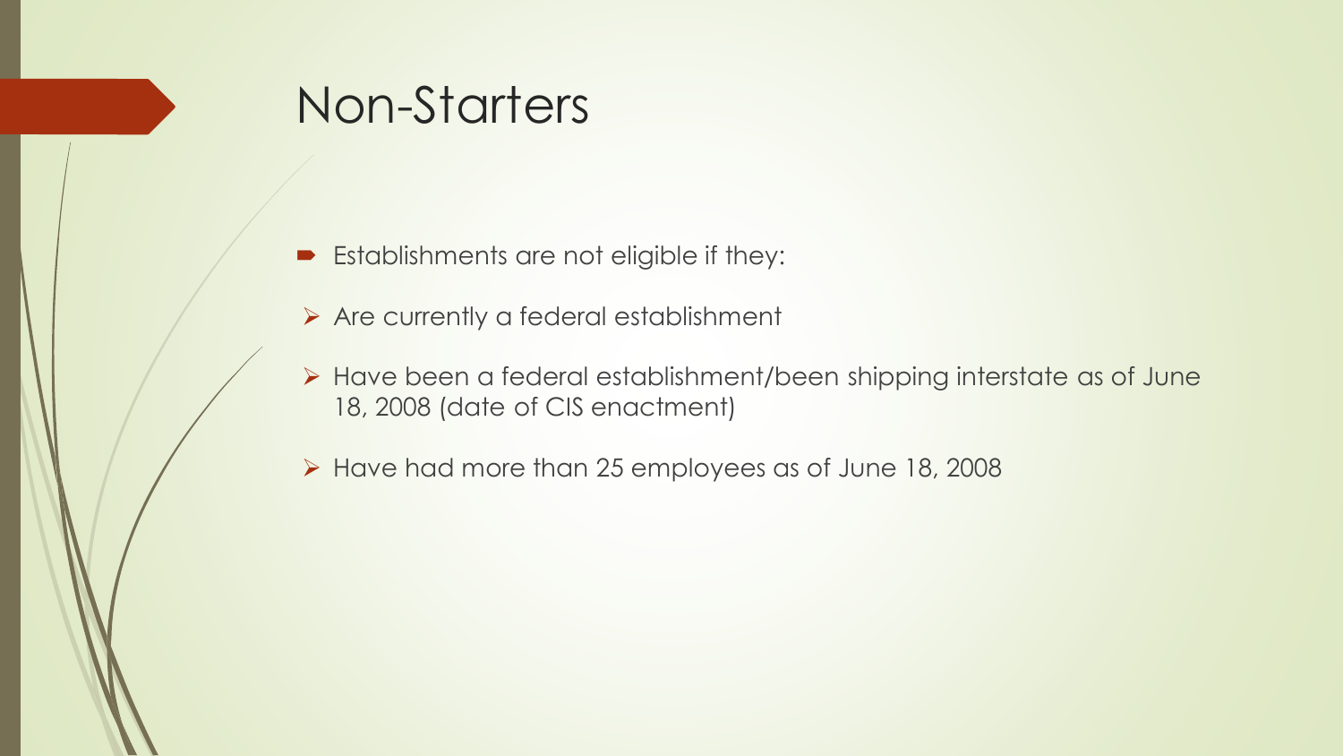# Non-Starters

- Establishments are not eligible if they:
  - Are currently a federal establishment
  - Have been a federal establishment/been shipping interstate as of June 18, 2008 (date of CIS enactment)
  - Have had more than 25 employees as of June 18, 2008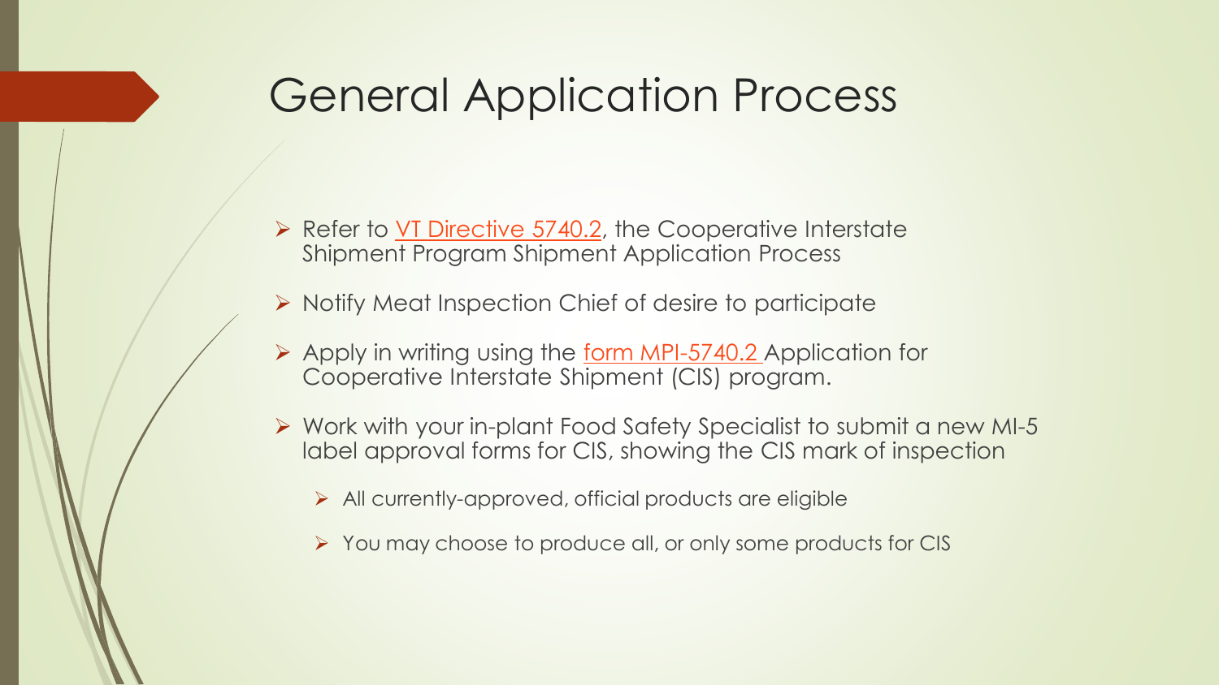# General Application Process

- Refer to VT Directive 5740.2, the Cooperative Interstate Shipment Program Shipment Application Process
- Notify Meat Inspection Chief of desire to participate
- Apply in writing using the form MPI-5740.2 Application for Cooperative Interstate Shipment (CIS) program.
- Work with your in-plant Food Safety Specialist to submit a new MI-5 label approval forms for CIS, showing the CIS mark of inspection
  - All currently-approved, official products are eligible
  - You may choose to produce all, or only some products for CIS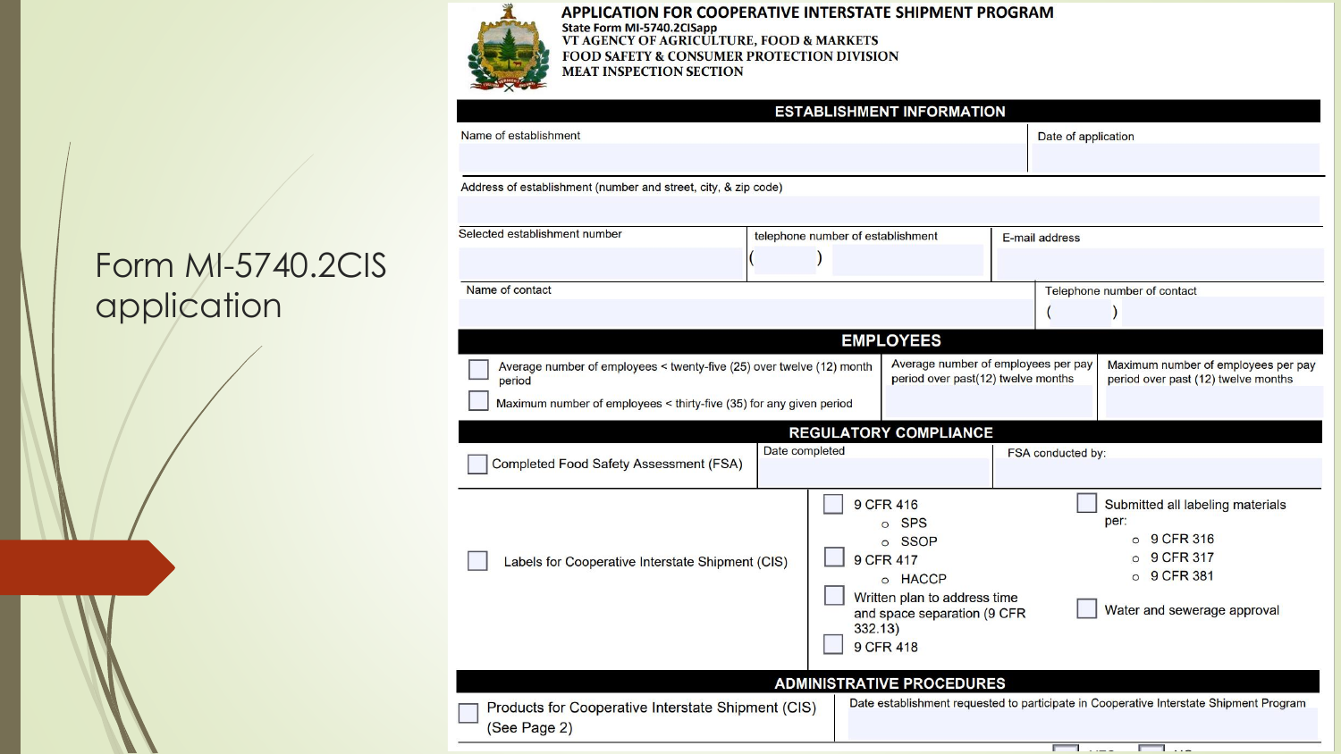# Form MI-5740.2CIS application

## APPLICATION FOR COOPERATIVE INTERSTATE SHIPMENT PROGRAM

State Form MI-5740.2CISapp
VT AGENCY OF AGRICULTURE, FOOD & MARKETS
FOOD SAFETY & CONSUMER PROTECTION DIVISION
MEAT INSPECTION SECTION

### ESTABLISHMENT INFORMATION

| Name of establishment | | | Date of application |
|---|---|---|---|
| Address of establishment (number and street, city, & zip code) | | | |
| Selected establishment number | telephone number of establishment ( ) | E-mail address | |
| Name of contact | | | Telephone number of contact ( ) |

### EMPLOYEES

| | | |
|---|---|---|
| ☐ Average number of employees < twenty-five (25) over twelve (12) month period<br>☐ Maximum number of employees < thirty-five (35) for any given period | Average number of employees per pay period over past(12) twelve months | Maximum number of employees per pay period over past (12) twelve months |

### REGULATORY COMPLIANCE

| | | |
|---|---|---|
| ☐ Completed Food Safety Assessment (FSA) | Date completed | FSA conducted by: |

☐ Labels for Cooperative Interstate Shipment (CIS)

- ☐ 9 CFR 416
  - SPS
  - SSOP
- ☐ 9 CFR 417
  - HACCP
- ☐ Written plan to address time and space separation (9 CFR 332.13)
- ☐ 9 CFR 418
- ☐ Submitted all labeling materials per:
  - 9 CFR 316
  - 9 CFR 317
  - 9 CFR 381
- ☐ Water and sewerage approval

### ADMINISTRATIVE PROCEDURES

| | |
|---|---|
| ☐ Products for Cooperative Interstate Shipment (CIS) (See Page 2) | Date establishment requested to participate in Cooperative Interstate Shipment Program |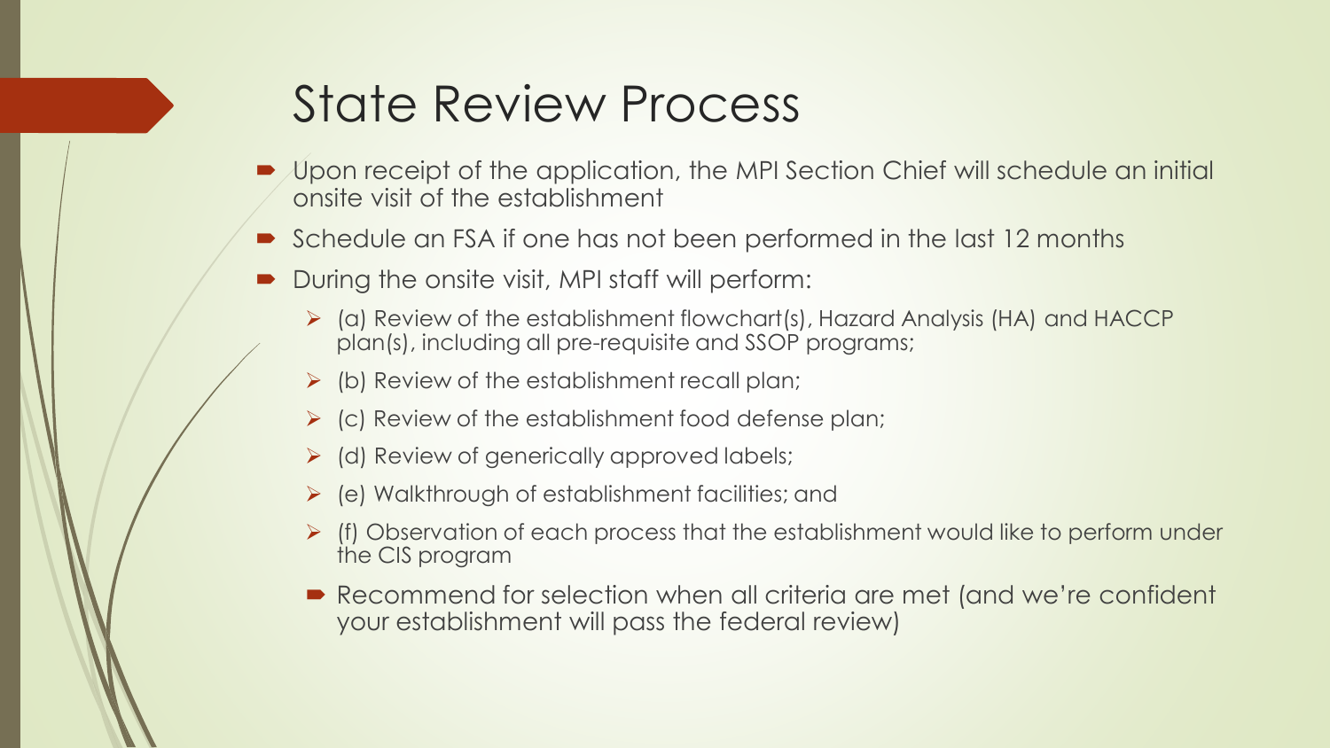# State Review Process

- Upon receipt of the application, the MPI Section Chief will schedule an initial onsite visit of the establishment
- Schedule an FSA if one has not been performed in the last 12 months
- During the onsite visit, MPI staff will perform:
  - (a) Review of the establishment flowchart(s), Hazard Analysis (HA) and HACCP plan(s), including all pre-requisite and SSOP programs;
  - (b) Review of the establishment recall plan;
  - (c) Review of the establishment food defense plan;
  - (d) Review of generically approved labels;
  - (e) Walkthrough of establishment facilities; and
  - (f) Observation of each process that the establishment would like to perform under the CIS program
  - Recommend for selection when all criteria are met (and we're confident your establishment will pass the federal review)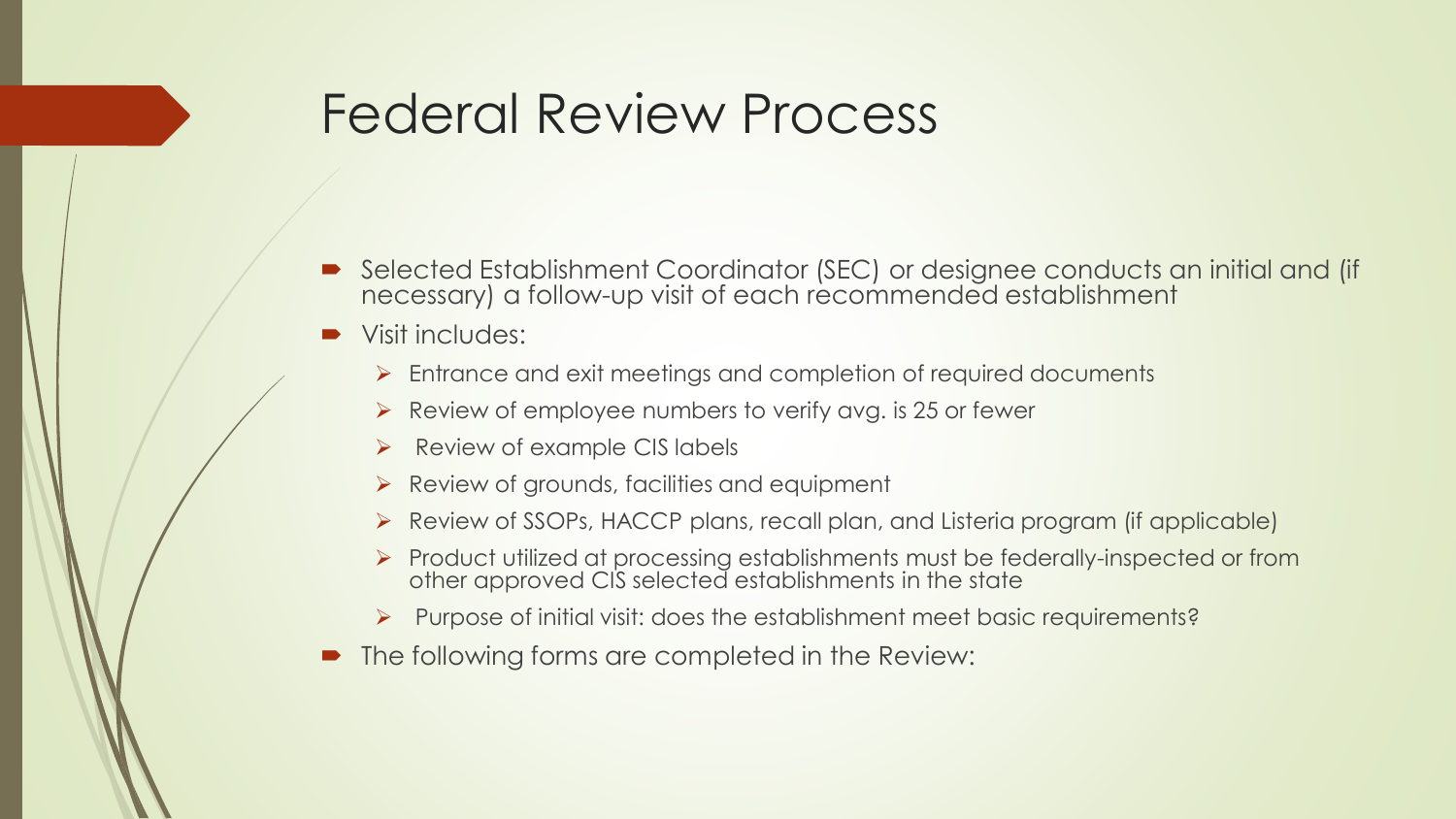# Federal Review Process

- Selected Establishment Coordinator (SEC) or designee conducts an initial and (if necessary) a follow-up visit of each recommended establishment
- Visit includes:
  - Entrance and exit meetings and completion of required documents
  - Review of employee numbers to verify avg. is 25 or fewer
  - Review of example CIS labels
  - Review of grounds, facilities and equipment
  - Review of SSOPs, HACCP plans, recall plan, and Listeria program (if applicable)
  - Product utilized at processing establishments must be federally-inspected or from other approved CIS selected establishments in the state
  - Purpose of initial visit: does the establishment meet basic requirements?
- The following forms are completed in the Review: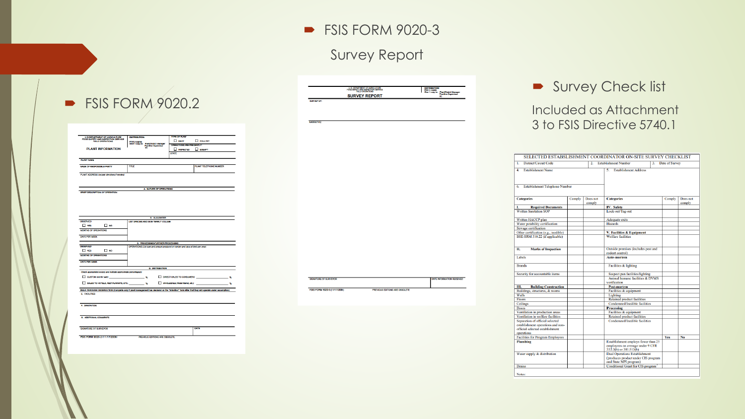- FSIS FORM 9020.2

- FSIS FORM 9020-3

  Survey Report

- Survey Check list

  Included as Attachment 3 to FSIS Directive 5740.1

**SELECTED ESTABLISHMENT COORDINATOR ON-SITE SURVEY CHECKLIST**

| 1. District/Circuit Code | 2. Establishment Number | 3. Date of Survey |
|---|---|---|
| 4. Establishment Name | 5. Establishment Address | |
| 6. Establishment Telephone Number | | |

| Categories | Comply | Does not comply | Categories | Comply | Does not comply |
|---|---|---|---|---|---|
| **I. Required Documents** | | | **IV. Safety** | | |
| Written Sanitation SOP | | | Lock-out/Tag-out | | |
| Written HACCP plan | | | Adequate exits | | |
| Water potability certification | | | Hazards | | |
| Sewage certification | | | | | |
| Other certification (e.g., inedible) | | | **V. Facilities & Equipment** | | |
| BSE-SRM 310.22 (if applicable) | | | Welfare facilities | | |
| **II. Marks of Inspection** | | | Outside premises (includes pest and rodent control) | | |
| Labels | | | **Ante-mortem** | | |
| Brands | | | Facilities & lighting | | |
| Security for accountable items | | | Suspect pen facilities/lighting | | |
| | | | Animal humane facilities & DVMS verification | | |
| **III. Building Construction** | | | **Post-mortem** | | |
| Buildings, structures, & rooms | | | Facilities & equipment | | |
| Walls | | | Lighting | | |
| Floors | | | Retained product facilities | | |
| Ceilings | | | Condemned/Inedible facilities | | |
| Doors | | | **Processing** | | |
| Ventilation in production areas | | | Facilities & equipment | | |
| Ventilation in welfare facilities | | | Retained product facilities | | |
| Separation of official selected establishment operations and non-official selected establishment operations | | | Condemned/Inedible facilities | | |
| Facilities for Program Employees | | | | **Yes** | **No** |
| **Plumbing** | | | Establishment employs fewer than 25 employees on average under 9 CFR 312.3(b) or 381.513(b) | | |
| Water supply & distribution | | | Dual Operations Establishment (produces product under CIS program and State MPI program) | | |
| Drains | | | Conditional Grant for CIS program[1] | | |

Notes: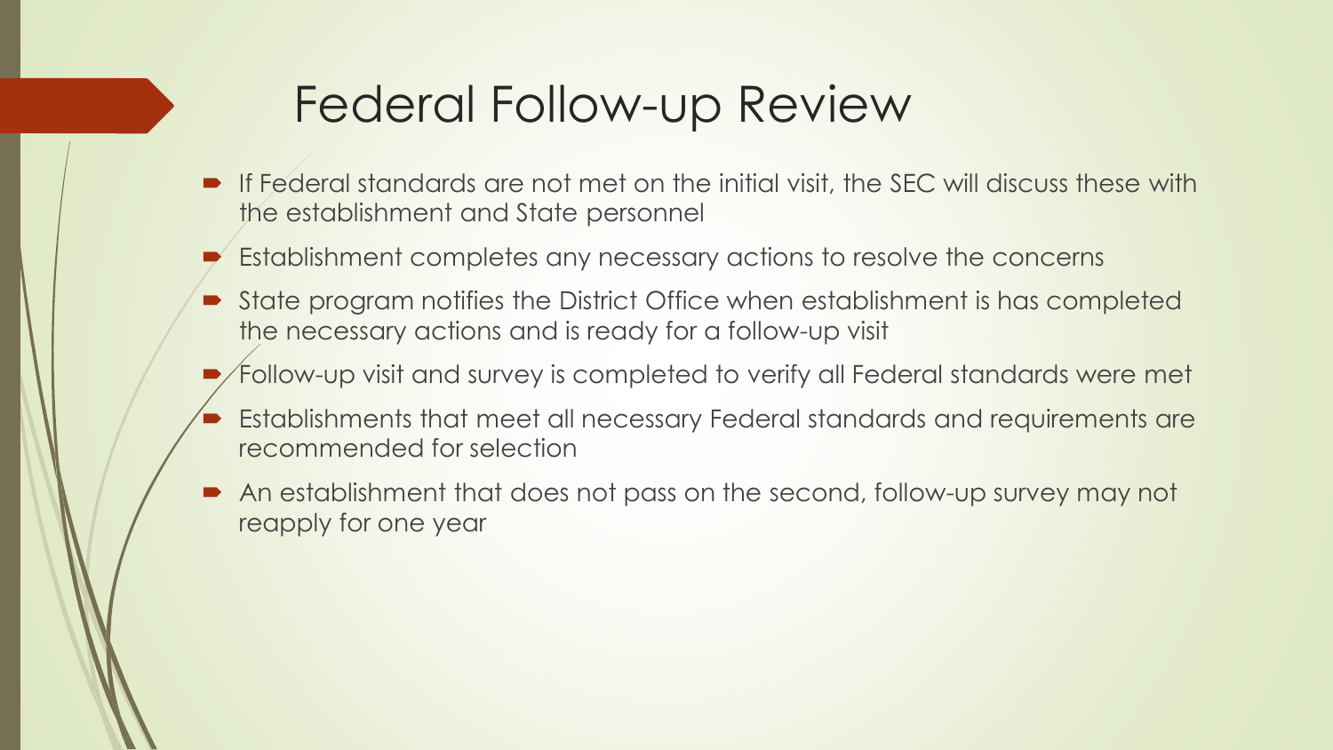# Federal Follow-up Review

- If Federal standards are not met on the initial visit, the SEC will discuss these with the establishment and State personnel
- Establishment completes any necessary actions to resolve the concerns
- State program notifies the District Office when establishment is has completed the necessary actions and is ready for a follow-up visit
- Follow-up visit and survey is completed to verify all Federal standards were met
- Establishments that meet all necessary Federal standards and requirements are recommended for selection
- An establishment that does not pass on the second, follow-up survey may not reapply for one year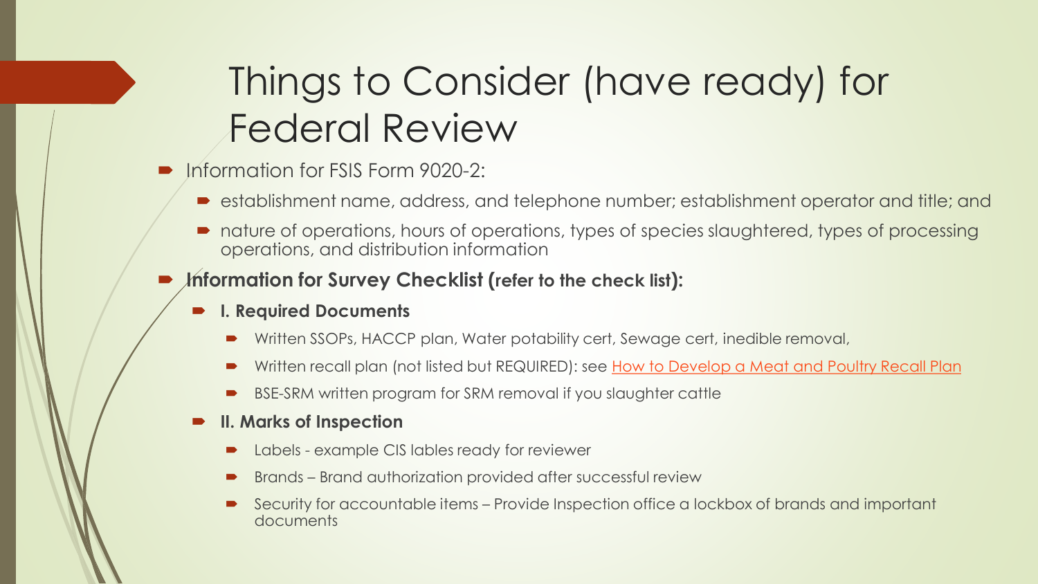# Things to Consider (have ready) for Federal Review

- Information for FSIS Form 9020-2:
  - establishment name, address, and telephone number; establishment operator and title; and
  - nature of operations, hours of operations, types of species slaughtered, types of processing operations, and distribution information
- **Information for Survey Checklist (refer to the check list):**
  - **I. Required Documents**
    - Written SSOPs, HACCP plan, Water potability cert, Sewage cert, inedible removal,
    - Written recall plan (not listed but REQUIRED): see How to Develop a Meat and Poultry Recall Plan
    - BSE-SRM written program for SRM removal if you slaughter cattle
  - **II. Marks of Inspection**
    - Labels - example CIS lables ready for reviewer
    - Brands – Brand authorization provided after successful review
    - Security for accountable items – Provide Inspection office a lockbox of brands and important documents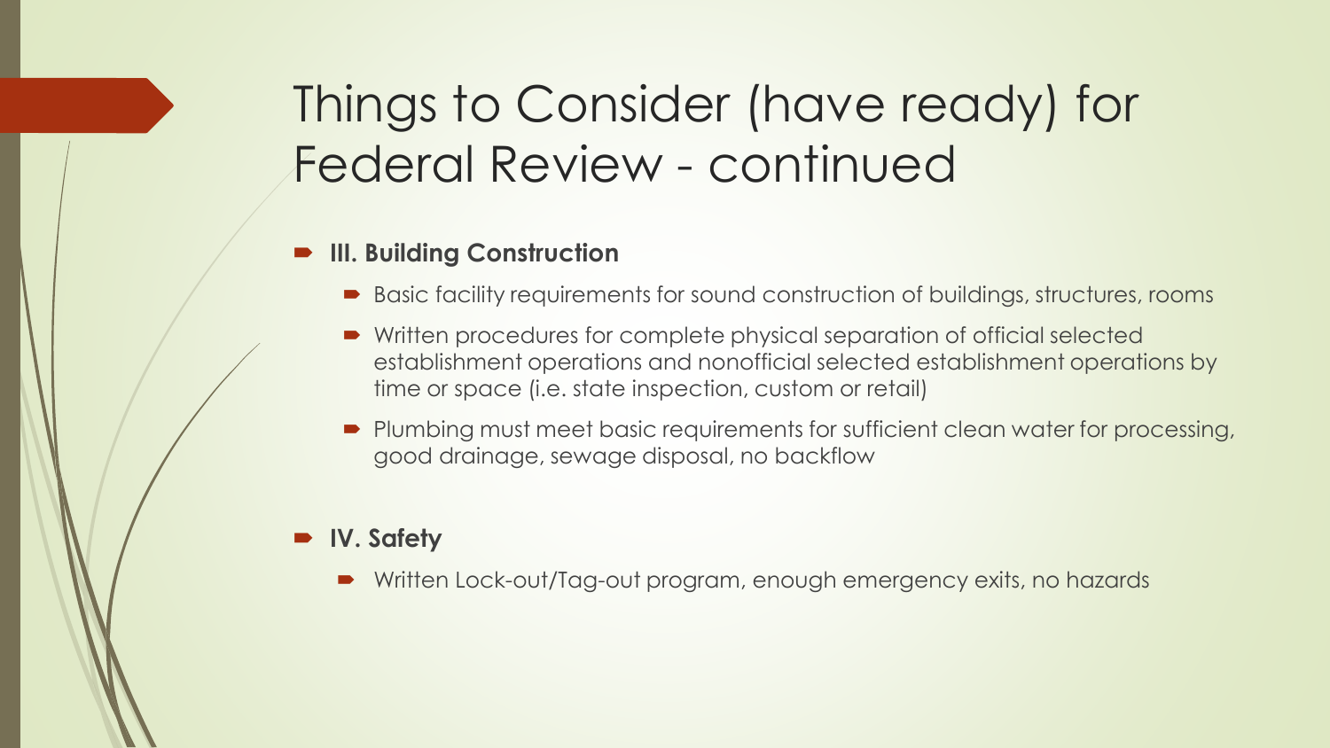# Things to Consider (have ready) for Federal Review - continued

- **III. Building Construction**
  - Basic facility requirements for sound construction of buildings, structures, rooms
  - Written procedures for complete physical separation of official selected establishment operations and nonofficial selected establishment operations by time or space (i.e. state inspection, custom or retail)
  - Plumbing must meet basic requirements for sufficient clean water for processing, good drainage, sewage disposal, no backflow

- **IV. Safety**
  - Written Lock-out/Tag-out program, enough emergency exits, no hazards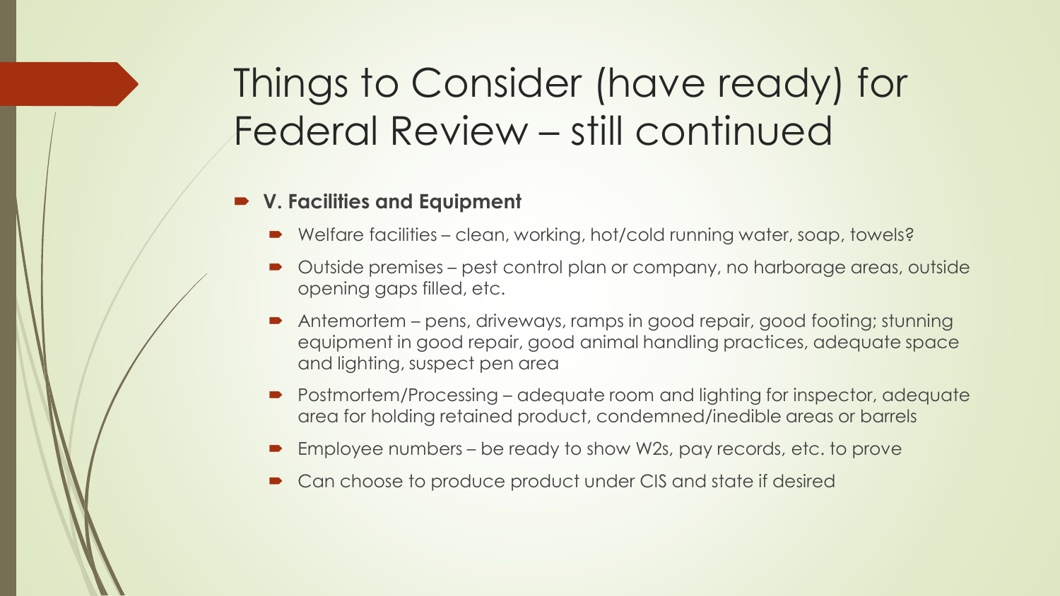# Things to Consider (have ready) for Federal Review – still continued

- **V. Facilities and Equipment**
  - Welfare facilities – clean, working, hot/cold running water, soap, towels?
  - Outside premises – pest control plan or company, no harborage areas, outside opening gaps filled, etc.
  - Antemortem – pens, driveways, ramps in good repair, good footing; stunning equipment in good repair, good animal handling practices, adequate space and lighting, suspect pen area
  - Postmortem/Processing – adequate room and lighting for inspector, adequate area for holding retained product, condemned/inedible areas or barrels
  - Employee numbers – be ready to show W2s, pay records, etc. to prove
  - Can choose to produce product under CIS and state if desired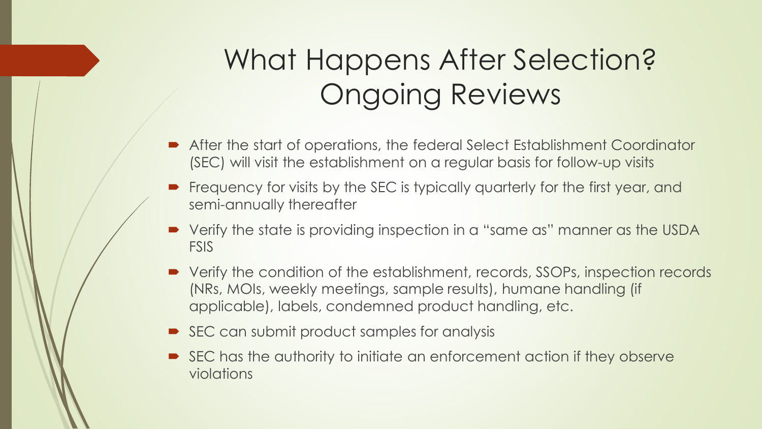# What Happens After Selection? Ongoing Reviews

- After the start of operations, the federal Select Establishment Coordinator (SEC) will visit the establishment on a regular basis for follow-up visits
- Frequency for visits by the SEC is typically quarterly for the first year, and semi-annually thereafter
- Verify the state is providing inspection in a "same as" manner as the USDA FSIS
- Verify the condition of the establishment, records, SSOPs, inspection records (NRs, MOIs, weekly meetings, sample results), humane handling (if applicable), labels, condemned product handling, etc.
- SEC can submit product samples for analysis
- SEC has the authority to initiate an enforcement action if they observe violations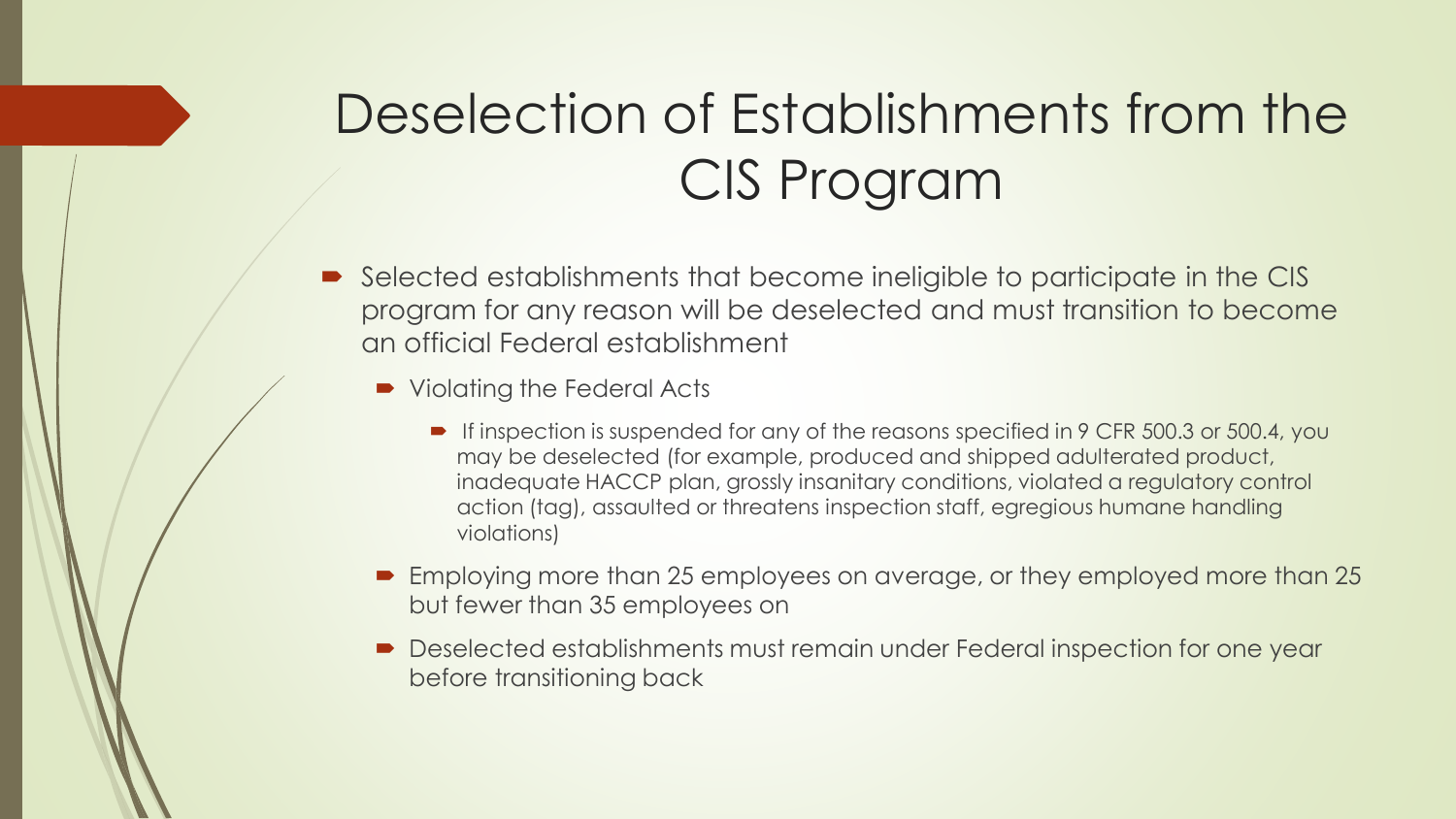# Deselection of Establishments from the CIS Program

- Selected establishments that become ineligible to participate in the CIS program for any reason will be deselected and must transition to become an official Federal establishment
  - Violating the Federal Acts
    - If inspection is suspended for any of the reasons specified in 9 CFR 500.3 or 500.4, you may be deselected (for example, produced and shipped adulterated product, inadequate HACCP plan, grossly insanitary conditions, violated a regulatory control action (tag), assaulted or threatens inspection staff, egregious humane handling violations)
  - Employing more than 25 employees on average, or they employed more than 25 but fewer than 35 employees on
  - Deselected establishments must remain under Federal inspection for one year before transitioning back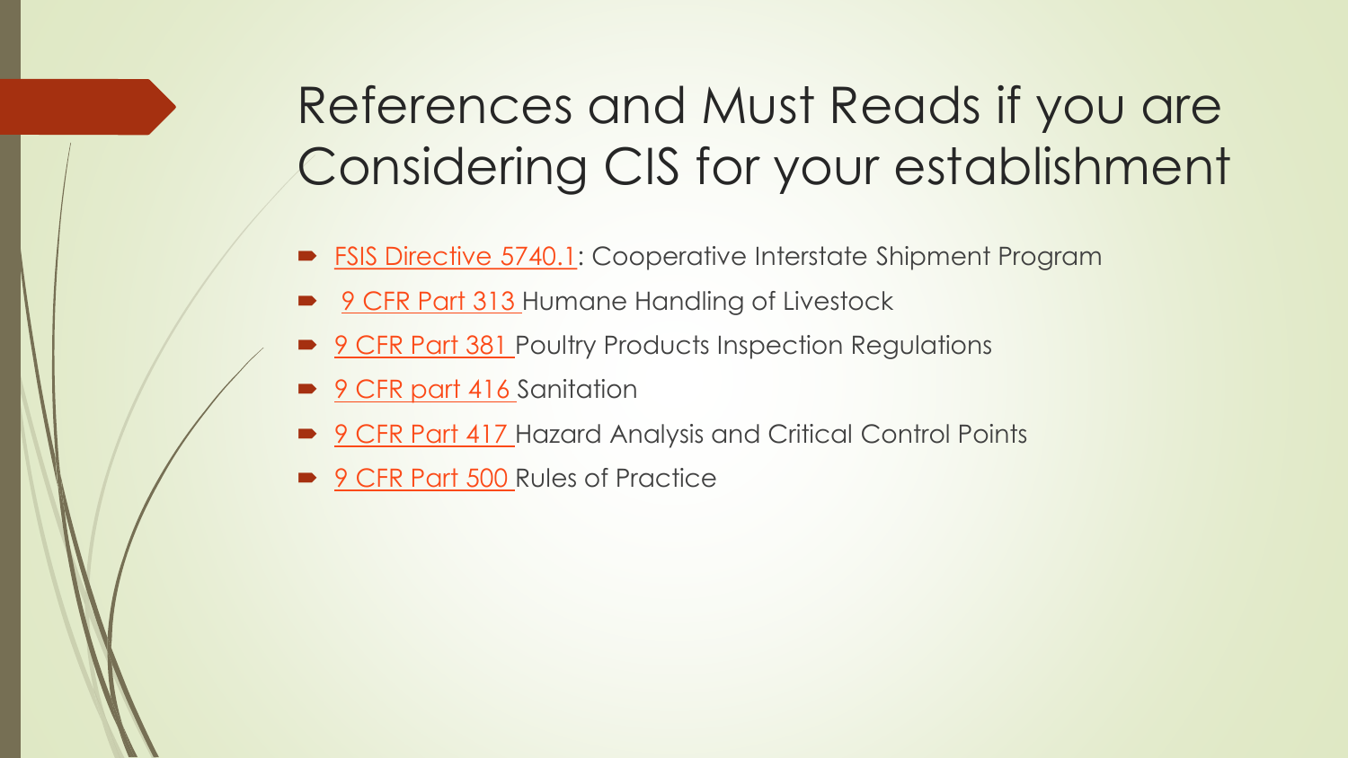# References and Must Reads if you are Considering CIS for your establishment

- FSIS Directive 5740.1: Cooperative Interstate Shipment Program
- 9 CFR Part 313 Humane Handling of Livestock
- 9 CFR Part 381 Poultry Products Inspection Regulations
- 9 CFR part 416 Sanitation
- 9 CFR Part 417 Hazard Analysis and Critical Control Points
- 9 CFR Part 500 Rules of Practice